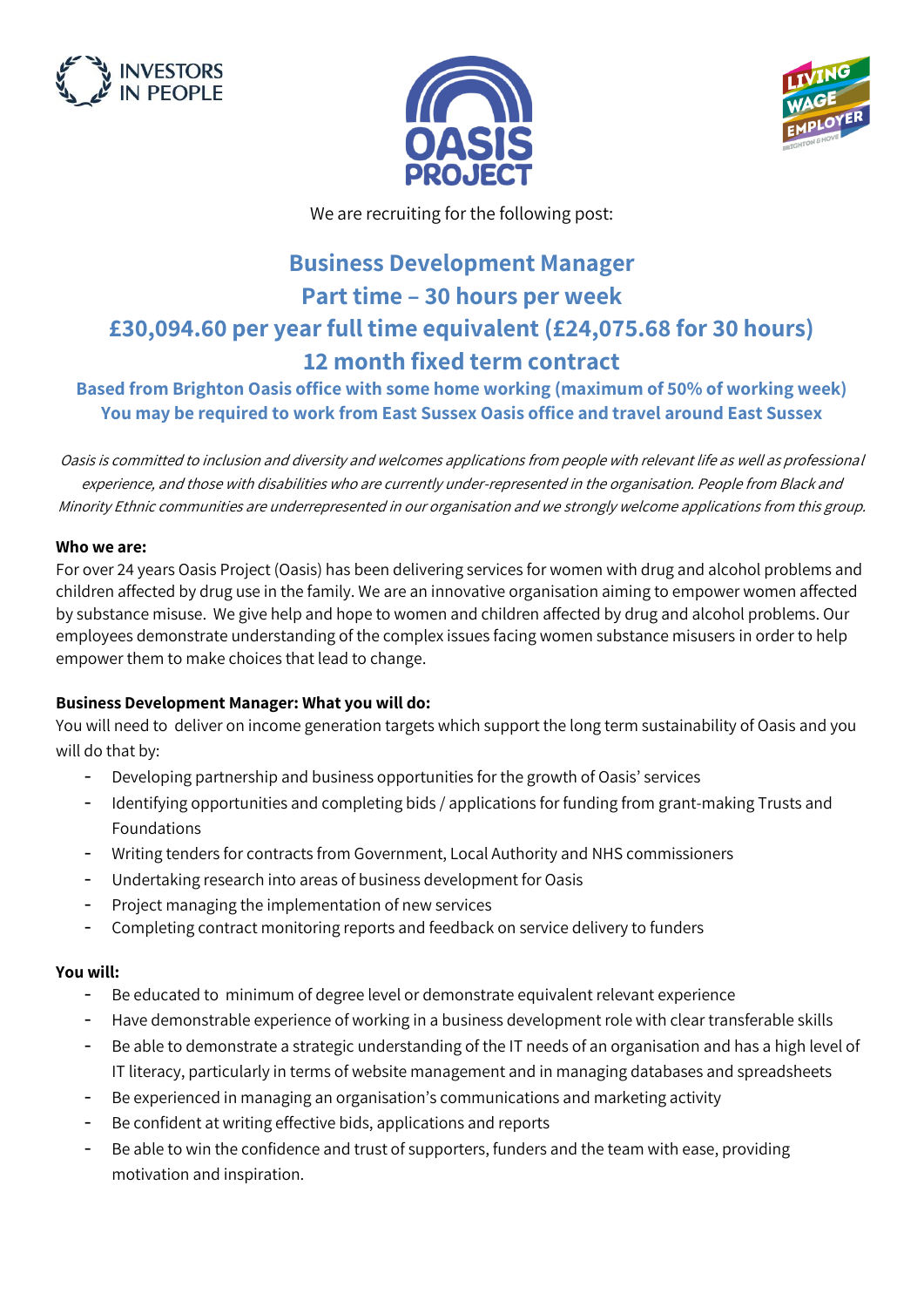We are recruiting for the following post:

# Business Development Manager

## Part time – 30 hours per week

## £30,094.60 per year full time equivalent (£24,075.68 for 30 hours)

## 12 month fixed term contract

**Based from Brighton Oasis office with some home working (maximum of 50% of working week)**
**You may be required to work from East Sussex Oasis office and travel around East Sussex**

*Oasis is committed to inclusion and diversity and welcomes applications from people with relevant life as well as professional experience, and those with disabilities who are currently under-represented in the organisation. People from Black and Minority Ethnic communities are underrepresented in our organisation and we strongly welcome applications from this group.*

**Who we are:**

For over 24 years Oasis Project (Oasis) has been delivering services for women with drug and alcohol problems and children affected by drug use in the family. We are an innovative organisation aiming to empower women affected by substance misuse. We give help and hope to women and children affected by drug and alcohol problems. Our employees demonstrate understanding of the complex issues facing women substance misusers in order to help empower them to make choices that lead to change.

**Business Development Manager: What you will do:**

You will need to deliver on income generation targets which support the long term sustainability of Oasis and you will do that by:

- Developing partnership and business opportunities for the growth of Oasis' services
- Identifying opportunities and completing bids / applications for funding from grant-making Trusts and Foundations
- Writing tenders for contracts from Government, Local Authority and NHS commissioners
- Undertaking research into areas of business development for Oasis
- Project managing the implementation of new services
- Completing contract monitoring reports and feedback on service delivery to funders

**You will:**

- Be educated to minimum of degree level or demonstrate equivalent relevant experience
- Have demonstrable experience of working in a business development role with clear transferable skills
- Be able to demonstrate a strategic understanding of the IT needs of an organisation and has a high level of IT literacy, particularly in terms of website management and in managing databases and spreadsheets
- Be experienced in managing an organisation's communications and marketing activity
- Be confident at writing effective bids, applications and reports
- Be able to win the confidence and trust of supporters, funders and the team with ease, providing motivation and inspiration.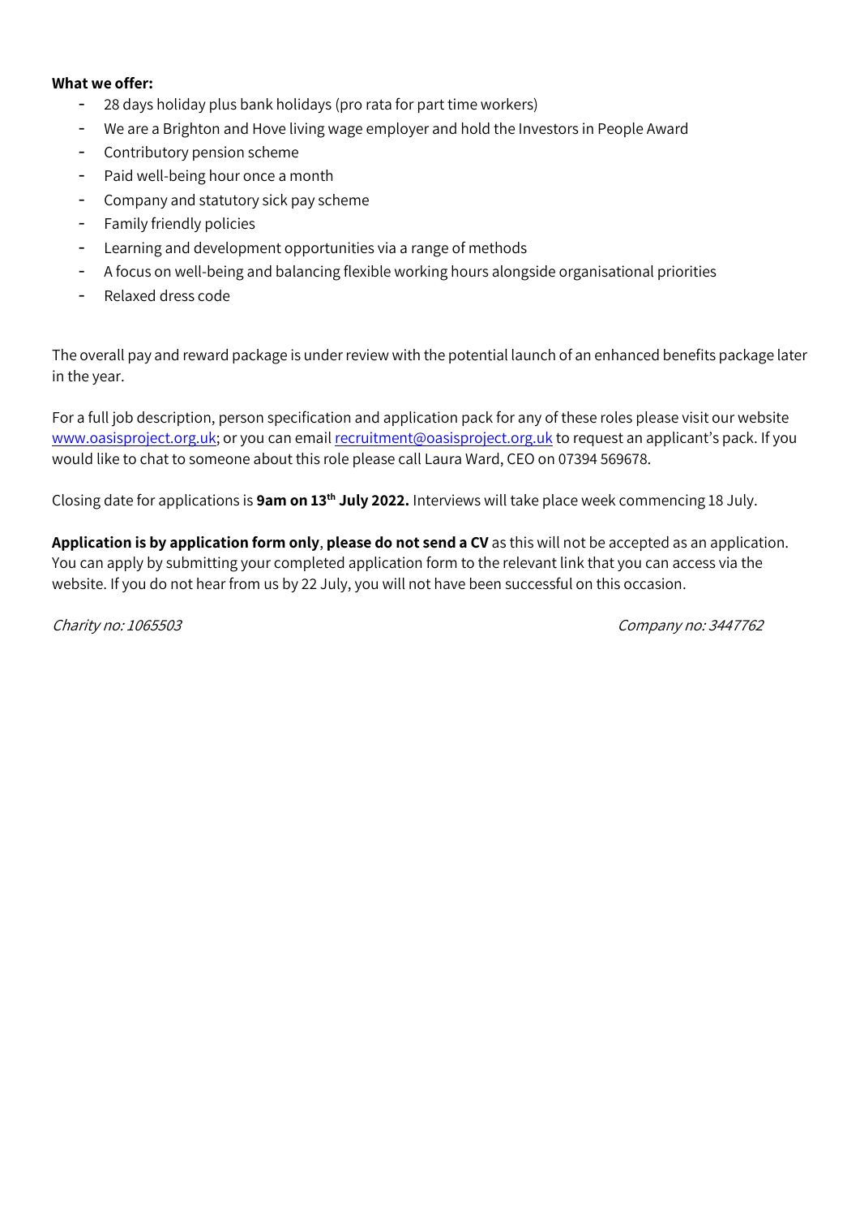**What we offer:**

- 28 days holiday plus bank holidays (pro rata for part time workers)
- We are a Brighton and Hove living wage employer and hold the Investors in People Award
- Contributory pension scheme
- Paid well-being hour once a month
- Company and statutory sick pay scheme
- Family friendly policies
- Learning and development opportunities via a range of methods
- A focus on well-being and balancing flexible working hours alongside organisational priorities
- Relaxed dress code

The overall pay and reward package is under review with the potential launch of an enhanced benefits package later in the year.

For a full job description, person specification and application pack for any of these roles please visit our website [www.oasisproject.org.uk](www.oasisproject.org.uk); or you can email [recruitment@oasisproject.org.uk](mailto:recruitment@oasisproject.org.uk) to request an applicant's pack. If you would like to chat to someone about this role please call Laura Ward, CEO on 07394 569678.

Closing date for applications is **9am on 13th July 2022.** Interviews will take place week commencing 18 July.

**Application is by application form only**, **please do not send a CV** as this will not be accepted as an application. You can apply by submitting your completed application form to the relevant link that you can access via the website. If you do not hear from us by 22 July, you will not have been successful on this occasion.

*Charity no: 1065503* *Company no: 3447762*